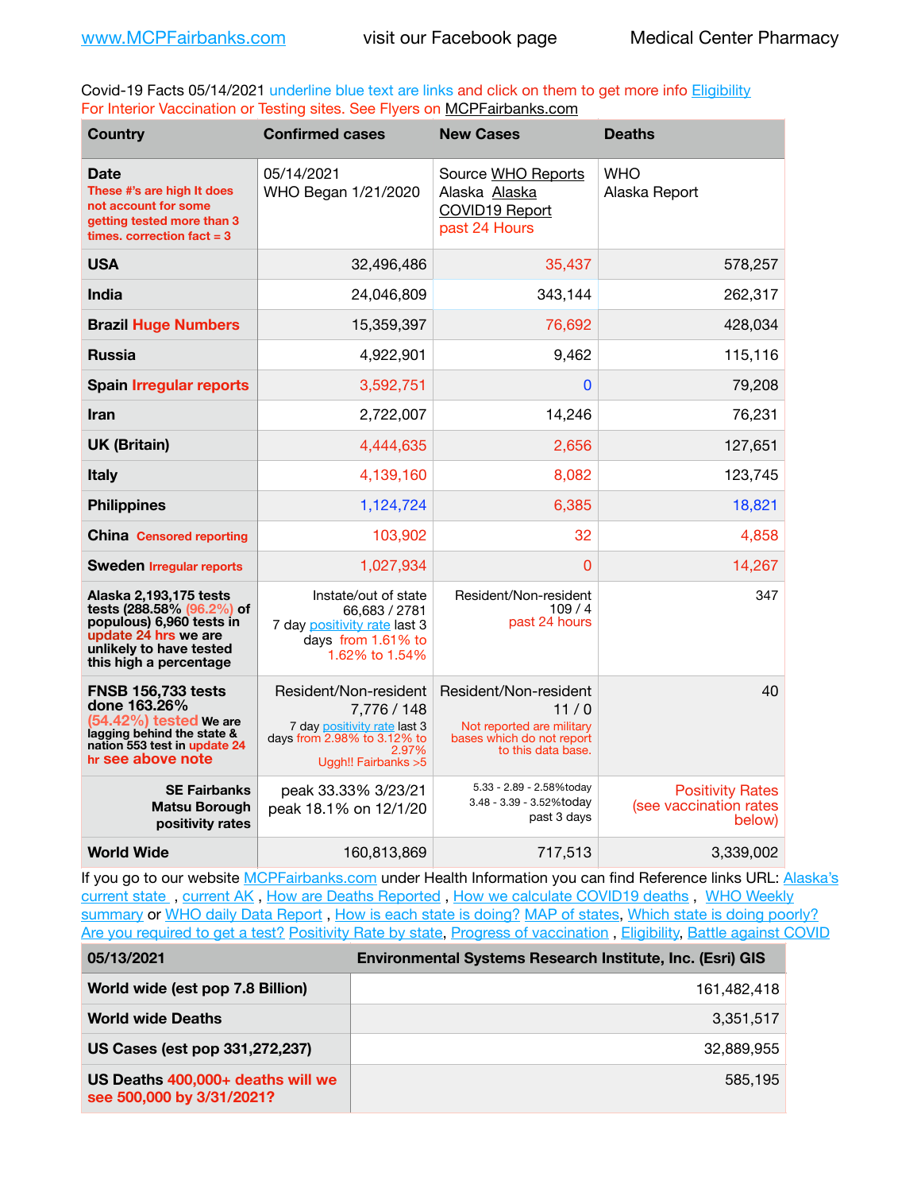www.MCPFairbanks.com visit our Facebook page Medical Center Pharmacy

Covid-19 Facts 05/14/2021 underline blue text are links and click on them to get more info Eligibility
For Interior Vaccination or Testing sites. See Flyers on MCPFairbanks.com

| Country | Confirmed cases | New Cases | Deaths |
|---|---|---|---|
| **Date** These #'s are high It does not account for some getting tested more than 3 times. correction fact = 3 | 05/14/2021 WHO Began 1/21/2020 | Source WHO Reports Alaska Alaska COVID19 Report past 24 Hours | WHO Alaska Report |
| **USA** | 32,496,486 | 35,437 | 578,257 |
| **India** | 24,046,809 | 343,144 | 262,317 |
| **Brazil** Huge Numbers | 15,359,397 | 76,692 | 428,034 |
| **Russia** | 4,922,901 | 9,462 | 115,116 |
| **Spain** Irregular reports | 3,592,751 | 0 | 79,208 |
| **Iran** | 2,722,007 | 14,246 | 76,231 |
| **UK (Britain)** | 4,444,635 | 2,656 | 127,651 |
| **Italy** | 4,139,160 | 8,082 | 123,745 |
| **Philippines** | 1,124,724 | 6,385 | 18,821 |
| **China** Censored reporting | 103,902 | 32 | 4,858 |
| **Sweden** Irregular reports | 1,027,934 | 0 | 14,267 |
| **Alaska 2,193,175 tests tests (288.58% (96.2%) of populous) 6,960 tests in update 24 hrs we are unlikely to have tested this high a percentage** | Instate/out of state 66,683 / 2781 7 day positivity rate last 3 days from 1.61% to 1.62% to 1.54% | Resident/Non-resident 109 / 4 past 24 hours | 347 |
| **FNSB 156,733 tests done 163.26% (54.42%) tested We are lagging behind the state & nation 553 test in update 24 hr see above note** | Resident/Non-resident 7,776 / 148 7 day positivity rate last 3 days from 2.98% to 3.12% to 2.97% Uggh!! Fairbanks >5 | Resident/Non-resident 11 / 0 Not reported are military bases which do not report to this data base. | 40 |
| **SE Fairbanks Matsu Borough positivity rates** | peak 33.33% 3/23/21 peak 18.1% on 12/1/20 | 5.33 - 2.89 - 2.58%today 3.48 - 3.39 - 3.52%today past 3 days | Positivity Rates (see vaccination rates below) |
| **World Wide** | 160,813,869 | 717,513 | 3,339,002 |

If you go to our website MCPFairbanks.com under Health Information you can find Reference links URL: Alaska's current state , current AK , How are Deaths Reported , How we calculate COVID19 deaths , WHO Weekly summary or WHO daily Data Report , How is each state is doing? MAP of states, Which state is doing poorly? Are you required to get a test? Positivity Rate by state, Progress of vaccination , Eligibility, Battle against COVID

| 05/13/2021 | Environmental Systems Research Institute, Inc. (Esri) GIS |
|---|---|
| **World wide (est pop 7.8 Billion)** | 161,482,418 |
| **World wide Deaths** | 3,351,517 |
| **US Cases (est pop 331,272,237)** | 32,889,955 |
| **US Deaths** 400,000+ deaths will we see 500,000 by 3/31/2021? | 585,195 |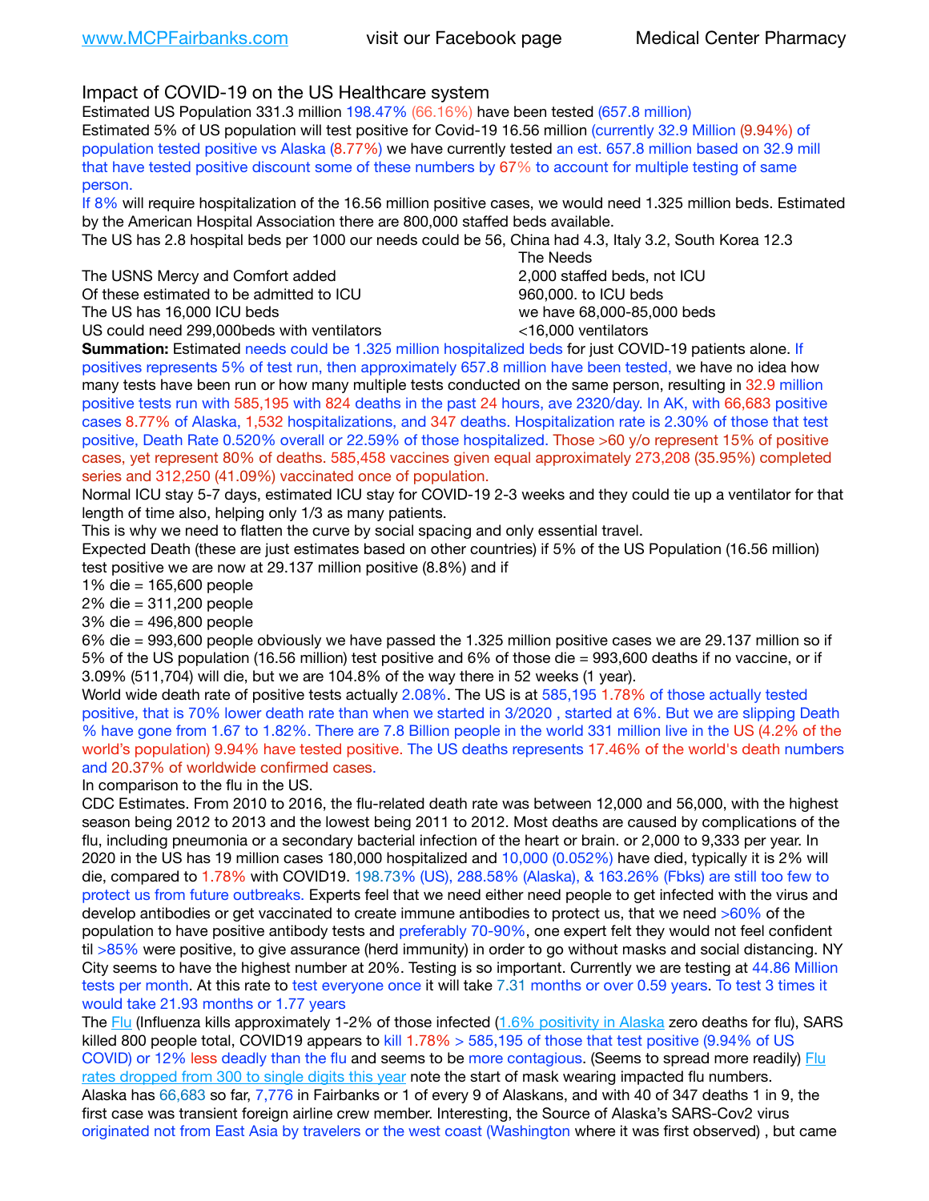www.MCPFairbanks.com visit our Facebook page Medical Center Pharmacy

## Impact of COVID-19 on the US Healthcare system

Estimated US Population 331.3 million 198.47% (66.16%) have been tested (657.8 million)

Estimated 5% of US population will test positive for Covid-19 16.56 million (currently 32.9 Million (9.94%) of population tested positive vs Alaska (8.77%) we have currently tested an est. 657.8 million based on 32.9 mill that have tested positive discount some of these numbers by 67% to account for multiple testing of same person.

If 8% will require hospitalization of the 16.56 million positive cases, we would need 1.325 million beds. Estimated by the American Hospital Association there are 800,000 staffed beds available.

The US has 2.8 hospital beds per 1000 our needs could be 56, China had 4.3, Italy 3.2, South Korea 12.3

| | The Needs |
|---|---|
| The USNS Mercy and Comfort added | 2,000 staffed beds, not ICU |
| Of these estimated to be admitted to ICU | 960,000. to ICU beds |
| The US has 16,000 ICU beds | we have 68,000-85,000 beds |
| US could need 299,000beds with ventilators | <16,000 ventilators |

**Summation:** Estimated needs could be 1.325 million hospitalized beds for just COVID-19 patients alone. If positives represents 5% of test run, then approximately 657.8 million have been tested, we have no idea how many tests have been run or how many multiple tests conducted on the same person, resulting in 32.9 million positive tests run with 585,195 with 824 deaths in the past 24 hours, ave 2320/day. In AK, with 66,683 positive cases 8.77% of Alaska, 1,532 hospitalizations, and 347 deaths. Hospitalization rate is 2.30% of those that test positive, Death Rate 0.520% overall or 22.59% of those hospitalized. Those >60 y/o represent 15% of positive cases, yet represent 80% of deaths. 585,458 vaccines given equal approximately 273,208 (35.95%) completed series and 312,250 (41.09%) vaccinated once of population.

Normal ICU stay 5-7 days, estimated ICU stay for COVID-19 2-3 weeks and they could tie up a ventilator for that length of time also, helping only 1/3 as many patients.

This is why we need to flatten the curve by social spacing and only essential travel.

Expected Death (these are just estimates based on other countries) if 5% of the US Population (16.56 million) test positive we are now at 29.137 million positive (8.8%) and if

1% die = 165,600 people
2% die = 311,200 people
3% die = 496,800 people
6% die = 993,600 people obviously we have passed the 1.325 million positive cases we are 29.137 million so if 5% of the US population (16.56 million) test positive and 6% of those die = 993,600 deaths if no vaccine, or if 3.09% (511,704) will die, but we are 104.8% of the way there in 52 weeks (1 year).

World wide death rate of positive tests actually 2.08%. The US is at 585,195 1.78% of those actually tested positive, that is 70% lower death rate than when we started in 3/2020 , started at 6%. But we are slipping Death % have gone from 1.67 to 1.82%. There are 7.8 Billion people in the world 331 million live in the US (4.2% of the world's population) 9.94% have tested positive. The US deaths represents 17.46% of the world's death numbers and 20.37% of worldwide confirmed cases.

In comparison to the flu in the US.

CDC Estimates. From 2010 to 2016, the flu-related death rate was between 12,000 and 56,000, with the highest season being 2012 to 2013 and the lowest being 2011 to 2012. Most deaths are caused by complications of the flu, including pneumonia or a secondary bacterial infection of the heart or brain. or 2,000 to 9,333 per year. In 2020 in the US has 19 million cases 180,000 hospitalized and 10,000 (0.052%) have died, typically it is 2% will die, compared to 1.78% with COVID19. 198.73% (US), 288.58% (Alaska), & 163.26% (Fbks) are still too few to protect us from future outbreaks. Experts feel that we need either need people to get infected with the virus and develop antibodies or get vaccinated to create immune antibodies to protect us, that we need >60% of the population to have positive antibody tests and preferably 70-90%, one expert felt they would not feel confident til >85% were positive, to give assurance (herd immunity) in order to go without masks and social distancing. NY City seems to have the highest number at 20%. Testing is so important. Currently we are testing at 44.86 Million tests per month. At this rate to test everyone once it will take 7.31 months or over 0.59 years. To test 3 times it would take 21.93 months or 1.77 years

The Flu (Influenza kills approximately 1-2% of those infected (1.6% positivity in Alaska zero deaths for flu), SARS killed 800 people total, COVID19 appears to kill 1.78% > 585,195 of those that test positive (9.94% of US COVID) or 12% less deadly than the flu and seems to be more contagious. (Seems to spread more readily) Flu rates dropped from 300 to single digits this year note the start of mask wearing impacted flu numbers.

Alaska has 66,683 so far, 7,776 in Fairbanks or 1 of every 9 of Alaskans, and with 40 of 347 deaths 1 in 9, the first case was transient foreign airline crew member. Interesting, the Source of Alaska's SARS-Cov2 virus originated not from East Asia by travelers or the west coast (Washington where it was first observed) , but came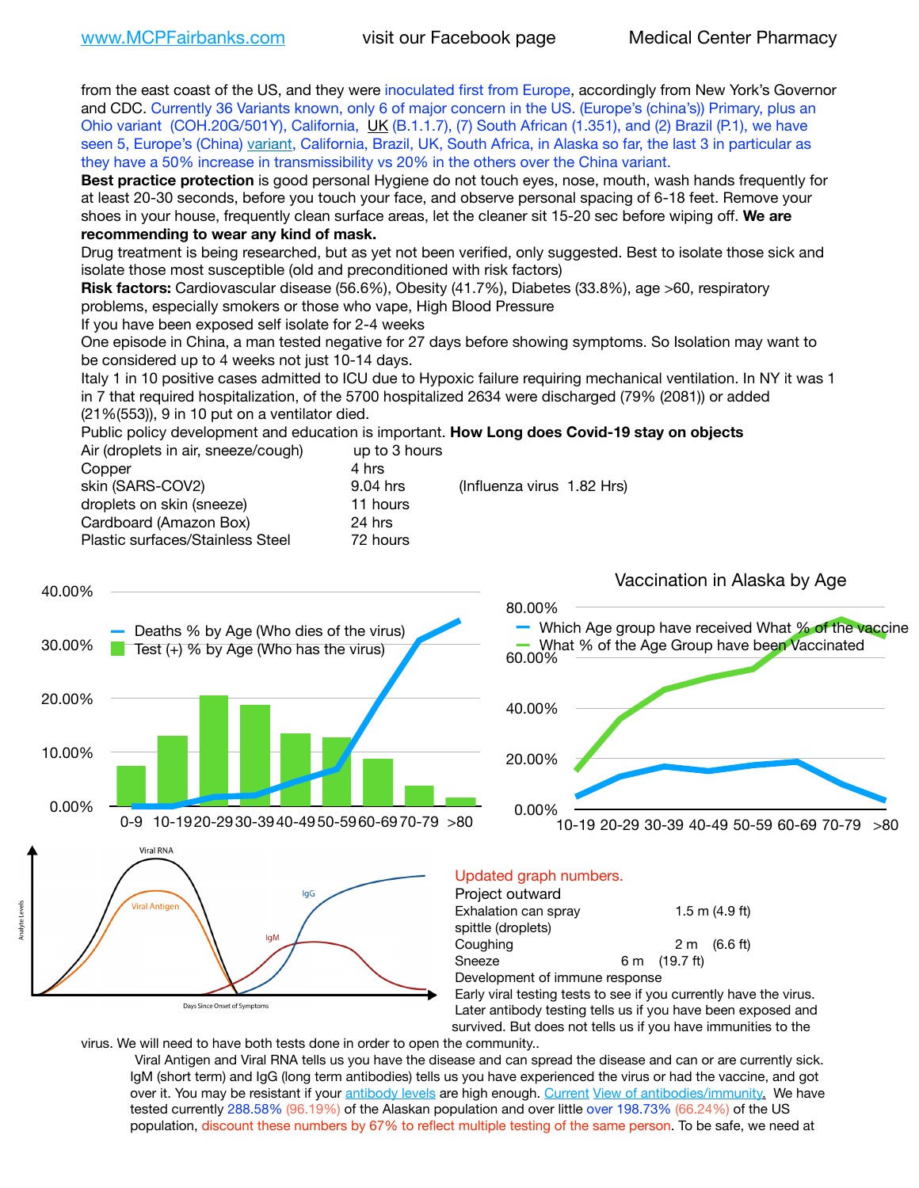www.MCPFairbanks.com visit our Facebook page Medical Center Pharmacy

from the east coast of the US, and they were inoculated first from Europe, accordingly from New York's Governor and CDC. Currently 36 Variants known, only 6 of major concern in the US. (Europe's (china's)) Primary, plus an Ohio variant (COH.20G/501Y), California, UK (B.1.1.7), (7) South African (1.351), and (2) Brazil (P.1), we have seen 5, Europe's (China) variant, California, Brazil, UK, South Africa, in Alaska so far, the last 3 in particular as they have a 50% increase in transmissibility vs 20% in the others over the China variant.

**Best practice protection** is good personal Hygiene do not touch eyes, nose, mouth, wash hands frequently for at least 20-30 seconds, before you touch your face, and observe personal spacing of 6-18 feet. Remove your shoes in your house, frequently clean surface areas, let the cleaner sit 15-20 sec before wiping off. **We are recommending to wear any kind of mask.**

Drug treatment is being researched, but as yet not been verified, only suggested. Best to isolate those sick and isolate those most susceptible (old and preconditioned with risk factors)

**Risk factors:** Cardiovascular disease (56.6%), Obesity (41.7%), Diabetes (33.8%), age >60, respiratory problems, especially smokers or those who vape, High Blood Pressure

If you have been exposed self isolate for 2-4 weeks

One episode in China, a man tested negative for 27 days before showing symptoms. So Isolation may want to be considered up to 4 weeks not just 10-14 days.

Italy 1 in 10 positive cases admitted to ICU due to Hypoxic failure requiring mechanical ventilation. In NY it was 1 in 7 that required hospitalization, of the 5700 hospitalized 2634 were discharged (79% (2081)) or added (21%(553)), 9 in 10 put on a ventilator died.

Public policy development and education is important. **How Long does Covid-19 stay on objects**

| | | |
|---|---|---|
| Air (droplets in air, sneeze/cough) | up to 3 hours | |
| Copper | 4 hrs | |
| skin (SARS-COV2) | 9.04 hrs | (Influenza virus 1.82 Hrs) |
| droplets on skin (sneeze) | 11 hours | |
| Cardboard (Amazon Box) | 24 hrs | |
| Plastic surfaces/Stainless Steel | 72 hours | |

40.00%
30.00%
20.00%
10.00%
0.00%
Deaths % by Age (Who dies of the virus)
Test (+) % by Age (Who has the virus)
0-9 10-19 20-29 30-39 40-49 50-59 60-69 70-79 >80

Vaccination in Alaska by Age
80.00%
60.00%
40.00%
20.00%
0.00%
Which Age group have received What % of the vaccine
What % of the Age Group have been Vaccinated
10-19 20-29 30-39 40-49 50-59 60-69 70-79 >80

Viral RNA
Viral Antigen
IgG
IgM
Analyte Levels
Days Since Onset of Symptoms

Updated graph numbers.

Project outward

| | | |
|---|---|---|
| Exhalation can spray spittle (droplets) | 1.5 m | (4.9 ft) |
| Coughing | 2 m | (6.6 ft) |
| Sneeze | 6 m | (19.7 ft) |

Development of immune response

Early viral testing tests to see if you currently have the virus.

Later antibody testing tells us if you have been exposed and survived. But does not tells us if you have immunities to the virus. We will need to have both tests done in order to open the community..

Viral Antigen and Viral RNA tells us you have the disease and can spread the disease and can or are currently sick. IgM (short term) and IgG (long term antibodies) tells us you have experienced the virus or had the vaccine, and got over it. You may be resistant if your antibody levels are high enough. Current View of antibodies/immunity. We have tested currently 288.58% (96.19%) of the Alaskan population and over little over 198.73% (66.24%) of the US population, discount these numbers by 67% to reflect multiple testing of the same person. To be safe, we need at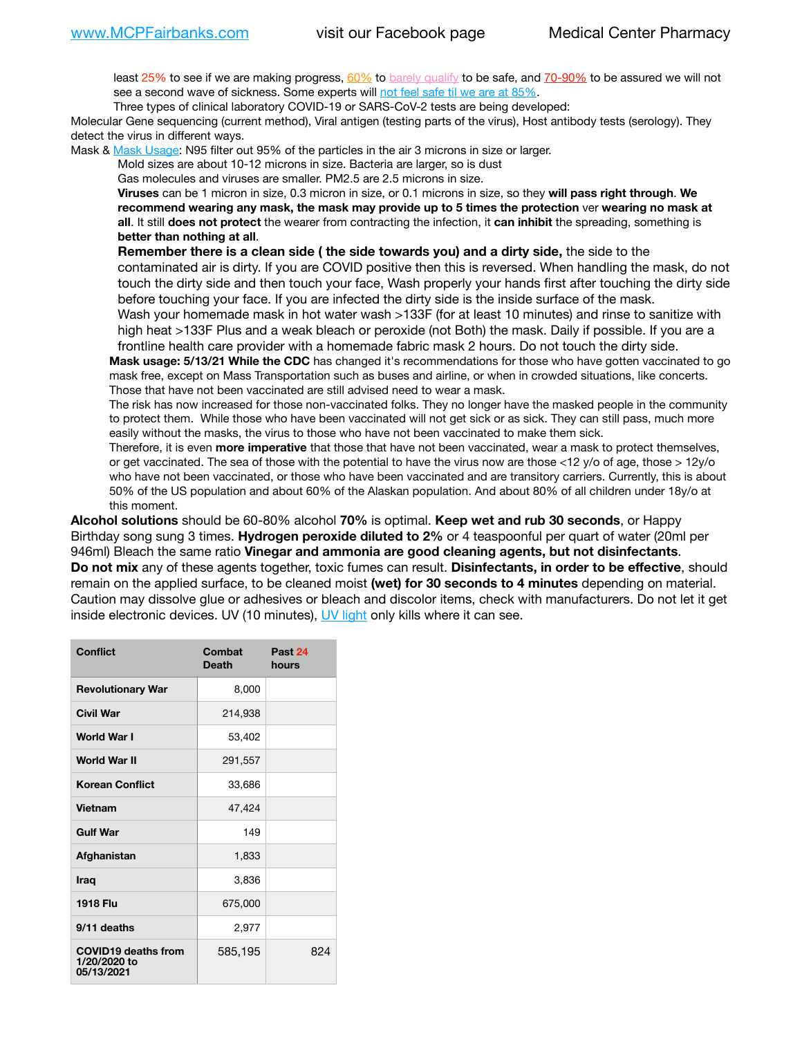least 25% to see if we are making progress, 60% to barely qualify to be safe, and 70-90% to be assured we will not see a second wave of sickness. Some experts will not feel safe til we are at 85%.

Three types of clinical laboratory COVID-19 or SARS-CoV-2 tests are being developed:

Molecular Gene sequencing (current method), Viral antigen (testing parts of the virus), Host antibody tests (serology). They detect the virus in different ways.

Mask & Mask Usage: N95 filter out 95% of the particles in the air 3 microns in size or larger.

Mold sizes are about 10-12 microns in size. Bacteria are larger, so is dust

Gas molecules and viruses are smaller. PM2.5 are 2.5 microns in size.

**Viruses** can be 1 micron in size, 0.3 micron in size, or 0.1 microns in size, so they **will pass right through**. **We recommend wearing any mask, the mask may provide up to 5 times the protection** ver **wearing no mask at all**. It still **does not protect** the wearer from contracting the infection, it **can inhibit** the spreading, something is **better than nothing at all**.

**Remember there is a clean side ( the side towards you) and a dirty side,** the side to the contaminated air is dirty. If you are COVID positive then this is reversed. When handling the mask, do not touch the dirty side and then touch your face, Wash properly your hands first after touching the dirty side before touching your face. If you are infected the dirty side is the inside surface of the mask.

Wash your homemade mask in hot water wash >133F (for at least 10 minutes) and rinse to sanitize with high heat >133F Plus and a weak bleach or peroxide (not Both) the mask. Daily if possible. If you are a frontline health care provider with a homemade fabric mask 2 hours. Do not touch the dirty side.

**Mask usage: 5/13/21 While the CDC** has changed it's recommendations for those who have gotten vaccinated to go mask free, except on Mass Transportation such as buses and airline, or when in crowded situations, like concerts. Those that have not been vaccinated are still advised need to wear a mask.

The risk has now increased for those non-vaccinated folks. They no longer have the masked people in the community to protect them. While those who have been vaccinated will not get sick or as sick. They can still pass, much more easily without the masks, the virus to those who have not been vaccinated to make them sick.

Therefore, it is even **more imperative** that those that have not been vaccinated, wear a mask to protect themselves, or get vaccinated. The sea of those with the potential to have the virus now are those <12 y/o of age, those > 12y/o who have not been vaccinated, or those who have been vaccinated and are transitory carriers. Currently, this is about 50% of the US population and about 60% of the Alaskan population. And about 80% of all children under 18y/o at this moment.

**Alcohol solutions** should be 60-80% alcohol **70%** is optimal. **Keep wet and rub 30 seconds**, or Happy Birthday song sung 3 times. **Hydrogen peroxide diluted to 2%** or 4 teaspoonful per quart of water (20ml per 946ml) Bleach the same ratio **Vinegar and ammonia are good cleaning agents, but not disinfectants**.

**Do not mix** any of these agents together, toxic fumes can result. **Disinfectants, in order to be effective**, should remain on the applied surface, to be cleaned moist **(wet) for 30 seconds to 4 minutes** depending on material. Caution may dissolve glue or adhesives or bleach and discolor items, check with manufacturers. Do not let it get inside electronic devices. UV (10 minutes), UV light only kills where it can see.

| Conflict | Combat Death | Past 24 hours |
|---|---|---|
| Revolutionary War | 8,000 | |
| Civil War | 214,938 | |
| World War I | 53,402 | |
| World War II | 291,557 | |
| Korean Conflict | 33,686 | |
| Vietnam | 47,424 | |
| Gulf War | 149 | |
| Afghanistan | 1,833 | |
| Iraq | 3,836 | |
| 1918 Flu | 675,000 | |
| 9/11 deaths | 2,977 | |
| COVID19 deaths from 1/20/2020 to 05/13/2021 | 585,195 | 824 |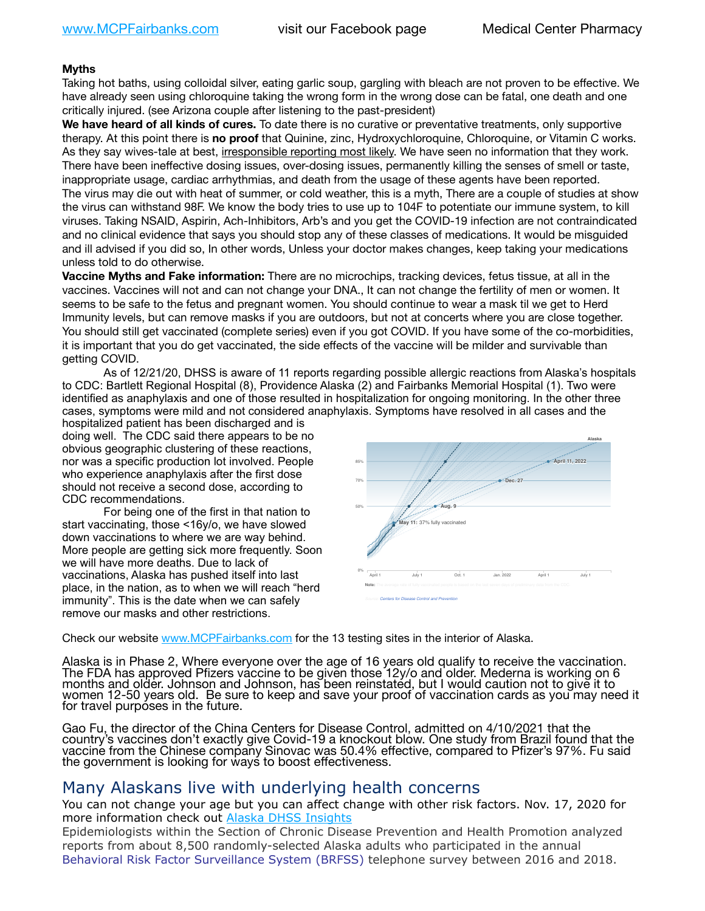**Myths**

Taking hot baths, using colloidal silver, eating garlic soup, gargling with bleach are not proven to be effective. We have already seen using chloroquine taking the wrong form in the wrong dose can be fatal, one death and one critically injured. (see Arizona couple after listening to the past-president)

**We have heard of all kinds of cures.** To date there is no curative or preventative treatments, only supportive therapy. At this point there is **no proof** that Quinine, zinc, Hydroxychloroquine, Chloroquine, or Vitamin C works. As they say wives-tale at best, irresponsible reporting most likely. We have seen no information that they work. There have been ineffective dosing issues, over-dosing issues, permanently killing the senses of smell or taste, inappropriate usage, cardiac arrhythmias, and death from the usage of these agents have been reported. The virus may die out with heat of summer, or cold weather, this is a myth, There are a couple of studies at show the virus can withstand 98F. We know the body tries to use up to 104F to potentiate our immune system, to kill viruses. Taking NSAID, Aspirin, Ach-Inhibitors, Arb's and you get the COVID-19 infection are not contraindicated and no clinical evidence that says you should stop any of these classes of medications. It would be misguided and ill advised if you did so, In other words, Unless your doctor makes changes, keep taking your medications unless told to do otherwise.

**Vaccine Myths and Fake information:** There are no microchips, tracking devices, fetus tissue, at all in the vaccines. Vaccines will not and can not change your DNA., It can not change the fertility of men or women. It seems to be safe to the fetus and pregnant women. You should continue to wear a mask til we get to Herd Immunity levels, but can remove masks if you are outdoors, but not at concerts where you are close together. You should still get vaccinated (complete series) even if you got COVID. If you have some of the co-morbidities, it is important that you do get vaccinated, the side effects of the vaccine will be milder and survivable than getting COVID.

As of 12/21/20, DHSS is aware of 11 reports regarding possible allergic reactions from Alaska's hospitals to CDC: Bartlett Regional Hospital (8), Providence Alaska (2) and Fairbanks Memorial Hospital (1). Two were identified as anaphylaxis and one of those resulted in hospitalization for ongoing monitoring. In the other three cases, symptoms were mild and not considered anaphylaxis. Symptoms have resolved in all cases and the hospitalized patient has been discharged and is doing well. The CDC said there appears to be no obvious geographic clustering of these reactions, nor was a specific production lot involved. People who experience anaphylaxis after the first dose should not receive a second dose, according to CDC recommendations.

For being one of the first in that nation to start vaccinating, those <16y/o, we have slowed down vaccinations to where we are way behind. More people are getting sick more frequently. Soon we will have more deaths. Due to lack of vaccinations, Alaska has pushed itself into last place, in the nation, as to when we will reach "herd immunity". This is the date when we can safely remove our masks and other restrictions.

Alaska
85%
70%
50%
0%
April 11, 2022
Dec. 27
Aug. 9
May 11: 37% fully vaccinated
April 1
July 1
Oct. 1
Jan. 2022
April 1
July 1
Source: Centers for Disease Control and Prevention

Check our website www.MCPFairbanks.com for the 13 testing sites in the interior of Alaska.

Alaska is in Phase 2, Where everyone over the age of 16 years old qualify to receive the vaccination. The FDA has approved Pfizers vaccine to be given those 12y/o and older. Mederna is working on 6 months and older. Johnson and Johnson, has been reinstated, but I would caution not to give it to women 12-50 years old. Be sure to keep and save your proof of vaccination cards as you may need it for travel purposes in the future.

Gao Fu, the director of the China Centers for Disease Control, admitted on 4/10/2021 that the country's vaccines don't exactly give Covid-19 a knockout blow. One study from Brazil found that the vaccine from the Chinese company Sinovac was 50.4% effective, compared to Pfizer's 97%. Fu said the government is looking for ways to boost effectiveness.

## Many Alaskans live with underlying health concerns

You can not change your age but you can affect change with other risk factors. Nov. 17, 2020 for more information check out Alaska DHSS Insights

Epidemiologists within the Section of Chronic Disease Prevention and Health Promotion analyzed reports from about 8,500 randomly-selected Alaska adults who participated in the annual Behavioral Risk Factor Surveillance System (BRFSS) telephone survey between 2016 and 2018.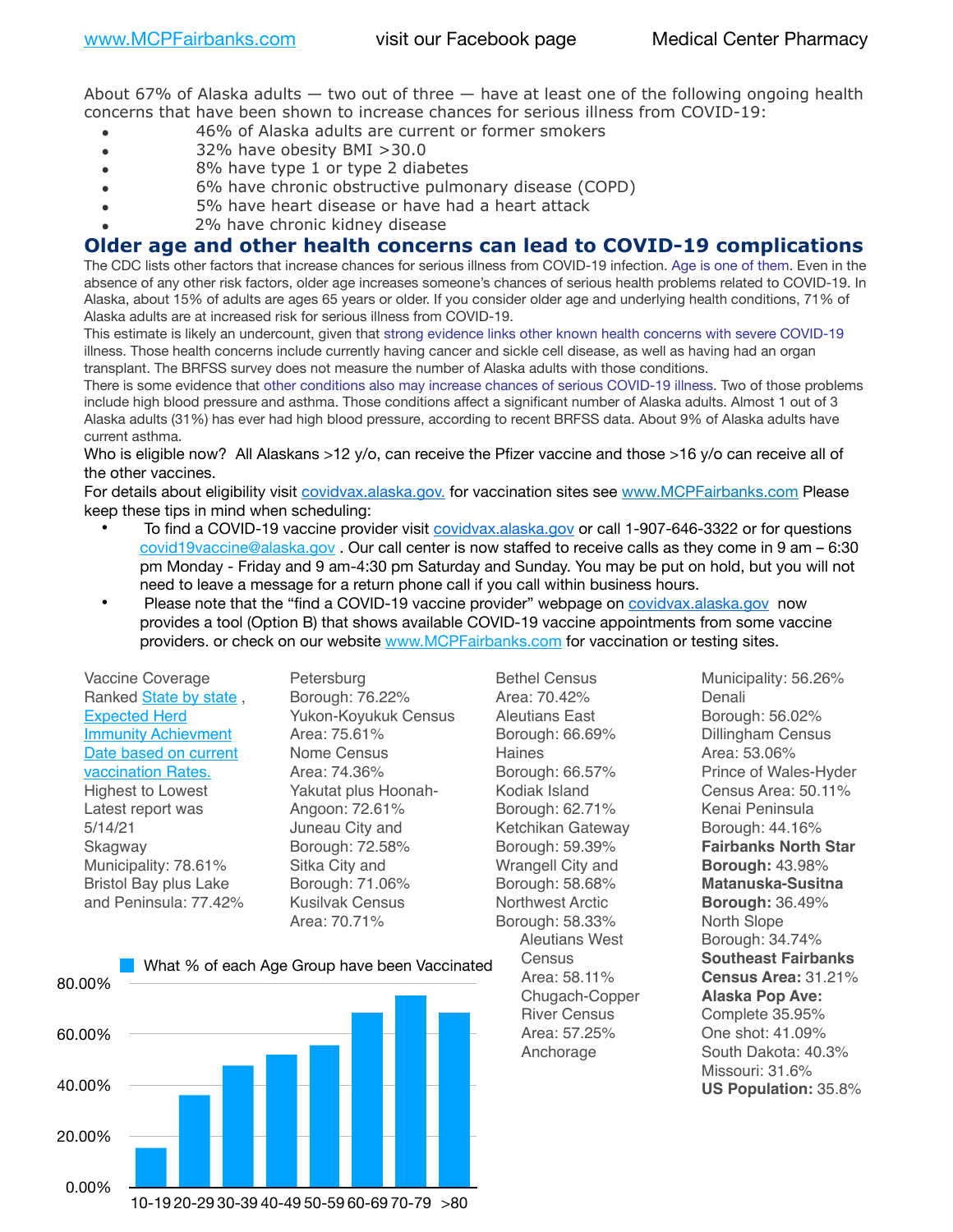[www.MCPFairbanks.com](http://www.MCPFairbanks.com) visit our Facebook page Medical Center Pharmacy

About 67% of Alaska adults — two out of three — have at least one of the following ongoing health concerns that have been shown to increase chances for serious illness from COVID-19:

- 46% of Alaska adults are current or former smokers
- 32% have obesity BMI >30.0
- 8% have type 1 or type 2 diabetes
- 6% have chronic obstructive pulmonary disease (COPD)
- 5% have heart disease or have had a heart attack
- 2% have chronic kidney disease

## Older age and other health concerns can lead to COVID-19 complications

The CDC lists other factors that increase chances for serious illness from COVID-19 infection. Age is one of them. Even in the absence of any other risk factors, older age increases someone's chances of serious health problems related to COVID-19. In Alaska, about 15% of adults are ages 65 years or older. If you consider older age and underlying health conditions, 71% of Alaska adults are at increased risk for serious illness from COVID-19.

This estimate is likely an undercount, given that strong evidence links other known health concerns with severe COVID-19 illness. Those health concerns include currently having cancer and sickle cell disease, as well as having had an organ transplant. The BRFSS survey does not measure the number of Alaska adults with those conditions.

There is some evidence that other conditions also may increase chances of serious COVID-19 illness. Two of those problems include high blood pressure and asthma. Those conditions affect a significant number of Alaska adults. Almost 1 out of 3 Alaska adults (31%) has ever had high blood pressure, according to recent BRFSS data. About 9% of Alaska adults have current asthma.

Who is eligible now? All Alaskans >12 y/o, can receive the Pfizer vaccine and those >16 y/o can receive all of the other vaccines.

For details about eligibility visit [covidvax.alaska.gov.](http://covidvax.alaska.gov) for vaccination sites see [www.MCPFairbanks.com](http://www.MCPFairbanks.com) Please keep these tips in mind when scheduling:

- To find a COVID-19 vaccine provider visit [covidvax.alaska.gov](http://covidvax.alaska.gov) or call 1-907-646-3322 or for questions covid19vaccine@alaska.gov . Our call center is now staffed to receive calls as they come in 9 am – 6:30 pm Monday - Friday and 9 am-4:30 pm Saturday and Sunday. You may be put on hold, but you will not need to leave a message for a return phone call if you call within business hours.
- Please note that the "find a COVID-19 vaccine provider" webpage on [covidvax.alaska.gov](http://covidvax.alaska.gov) now provides a tool (Option B) that shows available COVID-19 vaccine appointments from some vaccine providers. or check on our website [www.MCPFairbanks.com](http://www.MCPFairbanks.com) for vaccination or testing sites.

Vaccine Coverage Ranked State by state , Expected Herd Immunity Achievment Date based on current vaccination Rates. Highest to Lowest Latest report was 5/14/21

Skagway Municipality: 78.61%
Bristol Bay plus Lake and Peninsula: 77.42%
Petersburg Borough: 76.22%
Yukon-Koyukuk Census Area: 75.61%
Nome Census Area: 74.36%
Yakutat plus Hoonah-Angoon: 72.61%
Juneau City and Borough: 72.58%
Sitka City and Borough: 71.06%
Kusilvak Census Area: 70.71%
Bethel Census Area: 70.42%
Aleutians East Borough: 66.69%
Haines Borough: 66.57%
Kodiak Island Borough: 62.71%
Ketchikan Gateway Borough: 59.39%
Wrangell City and Borough: 58.68%
Northwest Arctic Borough: 58.33%
Aleutians West Census Area: 58.11%
Chugach-Copper River Census Area: 57.25%
Anchorage Municipality: 56.26%
Denali Borough: 56.02%
Dillingham Census Area: 53.06%
Prince of Wales-Hyder Census Area: 50.11%
Kenai Peninsula Borough: 44.16%
**Fairbanks North Star Borough:** 43.98%
**Matanuska-Susitna Borough:** 36.49%
North Slope Borough: 34.74%
**Southeast Fairbanks Census Area:** 31.21%
**Alaska Pop Ave:** Complete 35.95%
One shot: 41.09%
South Dakota: 40.3%
Missouri: 31.6%
**US Population:** 35.8%

What % of each Age Group have been Vaccinated
80.00%
60.00%
40.00%
20.00%
0.00%
10-19 20-29 30-39 40-49 50-59 60-69 70-79 >80